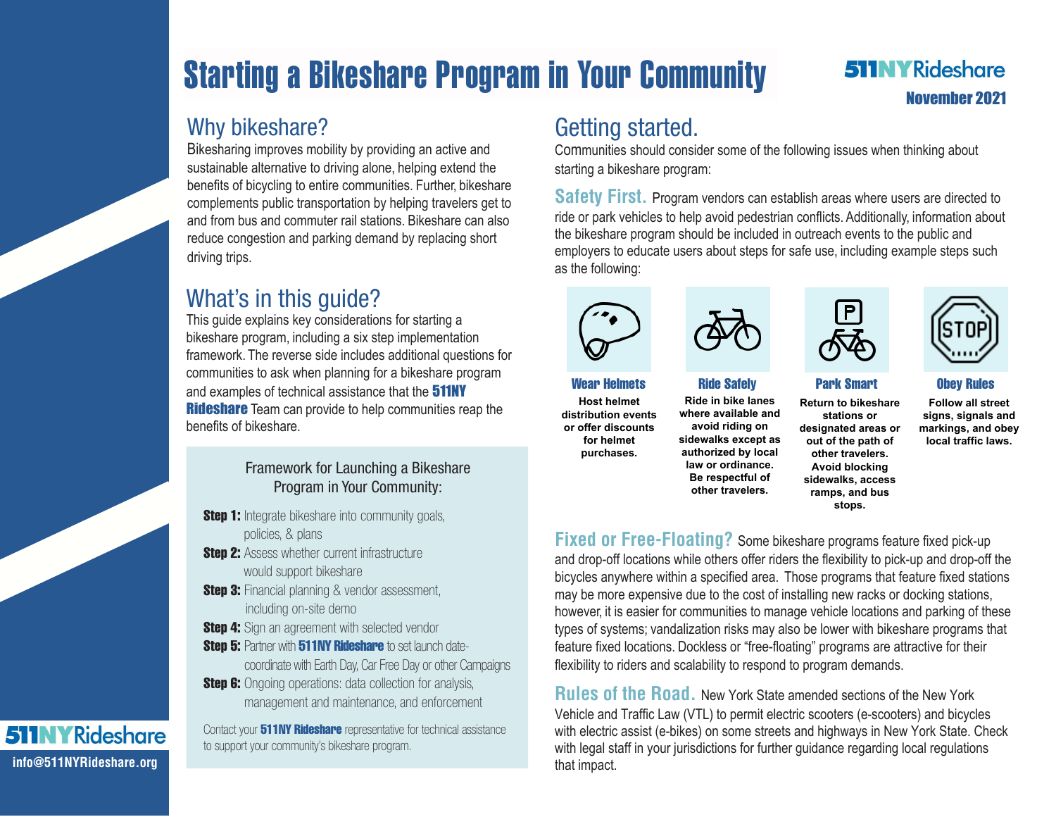# Starting a Bikeshare Program in Your Community

511NYRideshare
November 2021

## Why bikeshare?

Bikesharing improves mobility by providing an active and sustainable alternative to driving alone, helping extend the benefits of bicycling to entire communities. Further, bikeshare complements public transportation by helping travelers get to and from bus and commuter rail stations. Bikeshare can also reduce congestion and parking demand by replacing short driving trips.

## What's in this guide?

This guide explains key considerations for starting a bikeshare program, including a six step implementation framework. The reverse side includes additional questions for communities to ask when planning for a bikeshare program and examples of technical assistance that the **511NY Rideshare** Team can provide to help communities reap the benefits of bikeshare.

### Framework for Launching a Bikeshare Program in Your Community:

- **Step 1:** Integrate bikeshare into community goals, policies, & plans
- **Step 2:** Assess whether current infrastructure would support bikeshare
- **Step 3:** Financial planning & vendor assessment, including on-site demo
- **Step 4:** Sign an agreement with selected vendor
- **Step 5:** Partner with **511NY Rideshare** to set launch date-coordinate with Earth Day, Car Free Day or other Campaigns
- **Step 6:** Ongoing operations: data collection for analysis, management and maintenance, and enforcement

Contact your **511NY Rideshare** representative for technical assistance to support your community's bikeshare program.

## Getting started.

Communities should consider some of the following issues when thinking about starting a bikeshare program:

**Safety First.** Program vendors can establish areas where users are directed to ride or park vehicles to help avoid pedestrian conflicts. Additionally, information about the bikeshare program should be included in outreach events to the public and employers to educate users about steps for safe use, including example steps such as the following:

**Wear Helmets**
Host helmet distribution events or offer discounts for helmet purchases.

**Ride Safely**
Ride in bike lanes where available and avoid riding on sidewalks except as authorized by local law or ordinance. Be respectful of other travelers.

**Park Smart**
Return to bikeshare stations or designated areas or out of the path of other travelers. Avoid blocking sidewalks, access ramps, and bus stops.

**Obey Rules**
Follow all street signs, signals and markings, and obey local traffic laws.

**Fixed or Free-Floating?** Some bikeshare programs feature fixed pick-up and drop-off locations while others offer riders the flexibility to pick-up and drop-off the bicycles anywhere within a specified area. Those programs that feature fixed stations may be more expensive due to the cost of installing new racks or docking stations, however, it is easier for communities to manage vehicle locations and parking of these types of systems; vandalization risks may also be lower with bikeshare programs that feature fixed locations. Dockless or "free-floating" programs are attractive for their flexibility to riders and scalability to respond to program demands.

**Rules of the Road.** New York State amended sections of the New York Vehicle and Traffic Law (VTL) to permit electric scooters (e-scooters) and bicycles with electric assist (e-bikes) on some streets and highways in New York State. Check with legal staff in your jurisdictions for further guidance regarding local regulations that impact.

511NYRideshare
info@511NYRideshare.org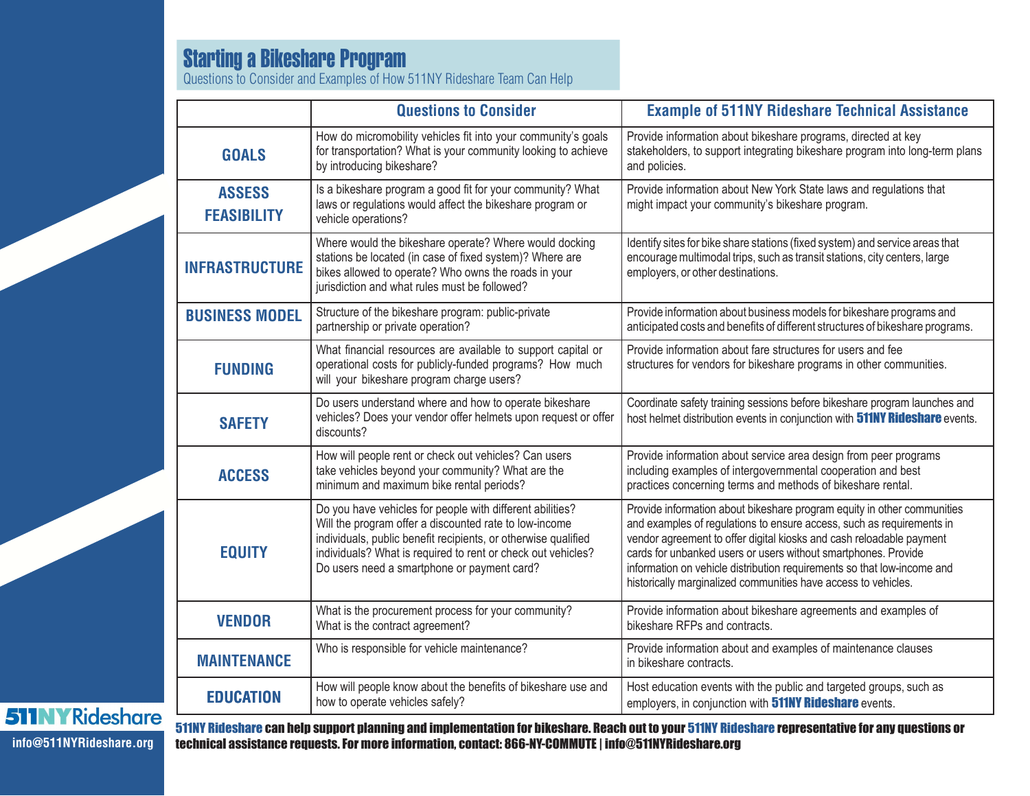# Starting a Bikeshare Program

Questions to Consider and Examples of How 511NY Rideshare Team Can Help

| | Questions to Consider | Example of 511NY Rideshare Technical Assistance |
|---|---|---|
| **GOALS** | How do micromobility vehicles fit into your community's goals for transportation? What is your community looking to achieve by introducing bikeshare? | Provide information about bikeshare programs, directed at key stakeholders, to support integrating bikeshare program into long-term plans and policies. |
| **ASSESS FEASIBILITY** | Is a bikeshare program a good fit for your community? What laws or regulations would affect the bikeshare program or vehicle operations? | Provide information about New York State laws and regulations that might impact your community's bikeshare program. |
| **INFRASTRUCTURE** | Where would the bikeshare operate? Where would docking stations be located (in case of fixed system)? Where are bikes allowed to operate? Who owns the roads in your jurisdiction and what rules must be followed? | Identify sites for bike share stations (fixed system) and service areas that encourage multimodal trips, such as transit stations, city centers, large employers, or other destinations. |
| **BUSINESS MODEL** | Structure of the bikeshare program: public-private partnership or private operation? | Provide information about business models for bikeshare programs and anticipated costs and benefits of different structures of bikeshare programs. |
| **FUNDING** | What financial resources are available to support capital or operational costs for publicly-funded programs? How much will your bikeshare program charge users? | Provide information about fare structures for users and fee structures for vendors for bikeshare programs in other communities. |
| **SAFETY** | Do users understand where and how to operate bikeshare vehicles? Does your vendor offer helmets upon request or offer discounts? | Coordinate safety training sessions before bikeshare program launches and host helmet distribution events in conjunction with **511NY Rideshare** events. |
| **ACCESS** | How will people rent or check out vehicles? Can users take vehicles beyond your community? What are the minimum and maximum bike rental periods? | Provide information about service area design from peer programs including examples of intergovernmental cooperation and best practices concerning terms and methods of bikeshare rental. |
| **EQUITY** | Do you have vehicles for people with different abilities? Will the program offer a discounted rate to low-income individuals, public benefit recipients, or otherwise qualified individuals? What is required to rent or check out vehicles? Do users need a smartphone or payment card? | Provide information about bikeshare program equity in other communities and examples of regulations to ensure access, such as requirements in vendor agreement to offer digital kiosks and cash reloadable payment cards for unbanked users or users without smartphones. Provide information on vehicle distribution requirements so that low-income and historically marginalized communities have access to vehicles. |
| **VENDOR** | What is the procurement process for your community? What is the contract agreement? | Provide information about bikeshare agreements and examples of bikeshare RFPs and contracts. |
| **MAINTENANCE** | Who is responsible for vehicle maintenance? | Provide information about and examples of maintenance clauses in bikeshare contracts. |
| **EDUCATION** | How will people know about the benefits of bikeshare use and how to operate vehicles safely? | Host education events with the public and targeted groups, such as employers, in conjunction with **511NY Rideshare** events. |

**511NY Rideshare can help support planning and implementation for bikeshare. Reach out to your 511NY Rideshare representative for any questions or technical assistance requests. For more information, contact: 866-NY-COMMUTE | info@511NYRideshare.org**

511NY Rideshare

info@511NYRideshare.org